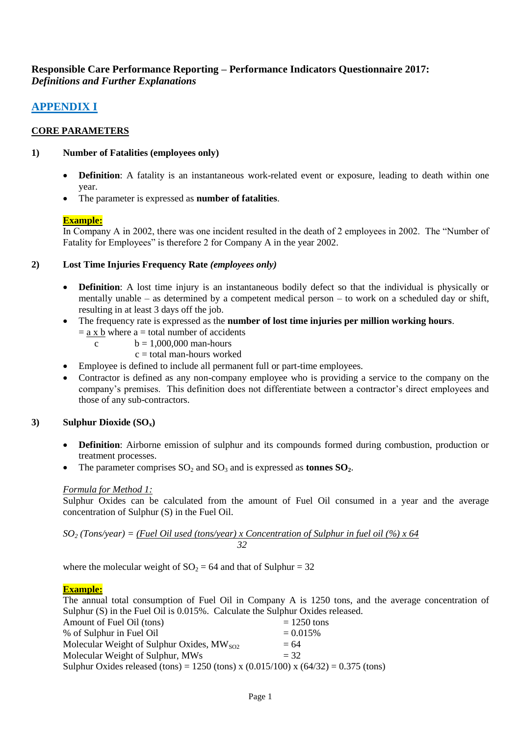**Responsible Care Performance Reporting – Performance Indicators Questionnaire 2017:**
***Definitions and Further Explanations***

## APPENDIX I

### CORE PARAMETERS

### 1) Number of Fatalities (employees only)

- **Definition**: A fatality is an instantaneous work-related event or exposure, leading to death within one year.
- The parameter is expressed as **number of fatalities**.

**Example:**
In Company A in 2002, there was one incident resulted in the death of 2 employees in 2002. The "Number of Fatality for Employees" is therefore 2 for Company A in the year 2002.

### 2) Lost Time Injuries Frequency Rate *(employees only)*

- **Definition**: A lost time injury is an instantaneous bodily defect so that the individual is physically or mentally unable – as determined by a competent medical person – to work on a scheduled day or shift, resulting in at least 3 days off the job.
- The frequency rate is expressed as the **number of lost time injuries per million working hours**.
  $= \frac{a \times b}{c}$ where a = total number of accidents
  b = 1,000,000 man-hours
  c = total man-hours worked
- Employee is defined to include all permanent full or part-time employees.
- Contractor is defined as any non-company employee who is providing a service to the company on the company's premises. This definition does not differentiate between a contractor's direct employees and those of any sub-contractors.

### 3) Sulphur Dioxide ($SO_x$)

- **Definition**: Airborne emission of sulphur and its compounds formed during combustion, production or treatment processes.
- The parameter comprises $SO_2$ and $SO_3$ and is expressed as **tonnes $SO_2$**.

*Formula for Method 1:*
Sulphur Oxides can be calculated from the amount of Fuel Oil consumed in a year and the average concentration of Sulphur (S) in the Fuel Oil.

$$SO_2\ (\text{Tons/year}) = \frac{\text{Fuel Oil used (tons/year)} \times \text{Concentration of Sulphur in fuel oil (\%)} \times 64}{32}$$

where the molecular weight of $SO_2$ = 64 and that of Sulphur = 32

**Example:**
The annual total consumption of Fuel Oil in Company A is 1250 tons, and the average concentration of Sulphur (S) in the Fuel Oil is 0.015%. Calculate the Sulphur Oxides released.

Amount of Fuel Oil (tons) = 1250 tons
% of Sulphur in Fuel Oil = 0.015%
Molecular Weight of Sulphur Oxides, $MW_{SO2}$ = 64
Molecular Weight of Sulphur, MWs = 32
Sulphur Oxides released (tons) = 1250 (tons) x (0.015/100) x (64/32) = 0.375 (tons)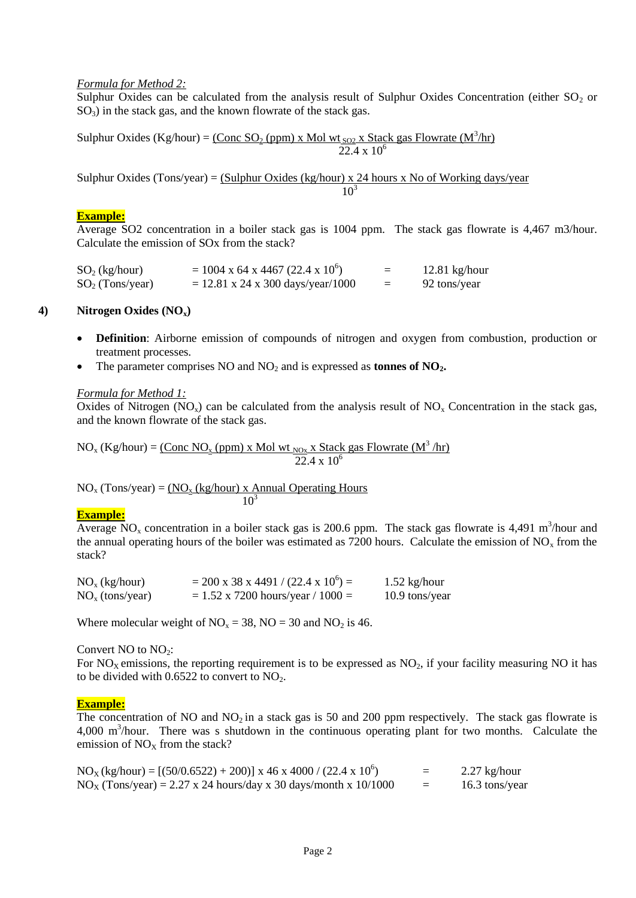*Formula for Method 2:*
Sulphur Oxides can be calculated from the analysis result of Sulphur Oxides Concentration (either $SO_2$ or $SO_3$) in the stack gas, and the known flowrate of the stack gas.

$$\text{Sulphur Oxides (Kg/hour)} = \frac{\text{Conc } SO_2 \text{ (ppm) x Mol wt}_{SO2} \text{ x Stack gas Flowrate } (M^3/hr)}{22.4 \times 10^6}$$

$$\text{Sulphur Oxides (Tons/year)} = \frac{\text{Sulphur Oxides (kg/hour) x 24 hours x No of Working days/year}}{10^3}$$

**Example:**
Average SO2 concentration in a boiler stack gas is 1004 ppm. The stack gas flowrate is 4,467 m3/hour. Calculate the emission of SOx from the stack?

| | | | |
|---|---|---|---|
| $SO_2$ (kg/hour) | = 1004 x 64 x 4467 (22.4 x $10^6$) | = | 12.81 kg/hour |
| $SO_2$ (Tons/year) | = 12.81 x 24 x 300 days/year/1000 | = | 92 tons/year |

## 4) Nitrogen Oxides ($NO_x$)

- **Definition**: Airborne emission of compounds of nitrogen and oxygen from combustion, production or treatment processes.
- The parameter comprises NO and $NO_2$ and is expressed as **tonnes of $NO_2$.**

*Formula for Method 1:*
Oxides of Nitrogen ($NO_x$) can be calculated from the analysis result of $NO_x$ Concentration in the stack gas, and the known flowrate of the stack gas.

$$NO_x \text{ (Kg/hour)} = \frac{\text{Conc } NO_x \text{ (ppm) x Mol wt}_{NOx} \text{ x Stack gas Flowrate } (M^3/hr)}{22.4 \times 10^6}$$

$$NO_x \text{ (Tons/year)} = \frac{NO_x \text{ (kg/hour) x Annual Operating Hours}}{10^3}$$

**Example:**
Average $NO_x$ concentration in a boiler stack gas is 200.6 ppm. The stack gas flowrate is 4,491 $m^3$/hour and the annual operating hours of the boiler was estimated as 7200 hours. Calculate the emission of $NO_x$ from the stack?

| | | |
|---|---|---|
| $NO_x$ (kg/hour) | = 200 x 38 x 4491 / (22.4 x $10^6$) = | 1.52 kg/hour |
| $NO_x$ (tons/year) | = 1.52 x 7200 hours/year / 1000 = | 10.9 tons/year |

Where molecular weight of $NO_x$ = 38, NO = 30 and $NO_2$ is 46.

Convert NO to $NO_2$:
For $NO_X$ emissions, the reporting requirement is to be expressed as $NO_2$, if your facility measuring NO it has to be divided with 0.6522 to convert to $NO_2$.

**Example:**
The concentration of NO and $NO_2$ in a stack gas is 50 and 200 ppm respectively. The stack gas flowrate is 4,000 $m^3$/hour. There was s shutdown in the continuous operating plant for two months. Calculate the emission of $NO_X$ from the stack?

| | | |
|---|---|---|
| $NO_X$ (kg/hour) = [(50/0.6522) + 200)] x 46 x 4000 / (22.4 x $10^6$) | = | 2.27 kg/hour |
| $NO_X$ (Tons/year) = 2.27 x 24 hours/day x 30 days/month x 10/1000 | = | 16.3 tons/year |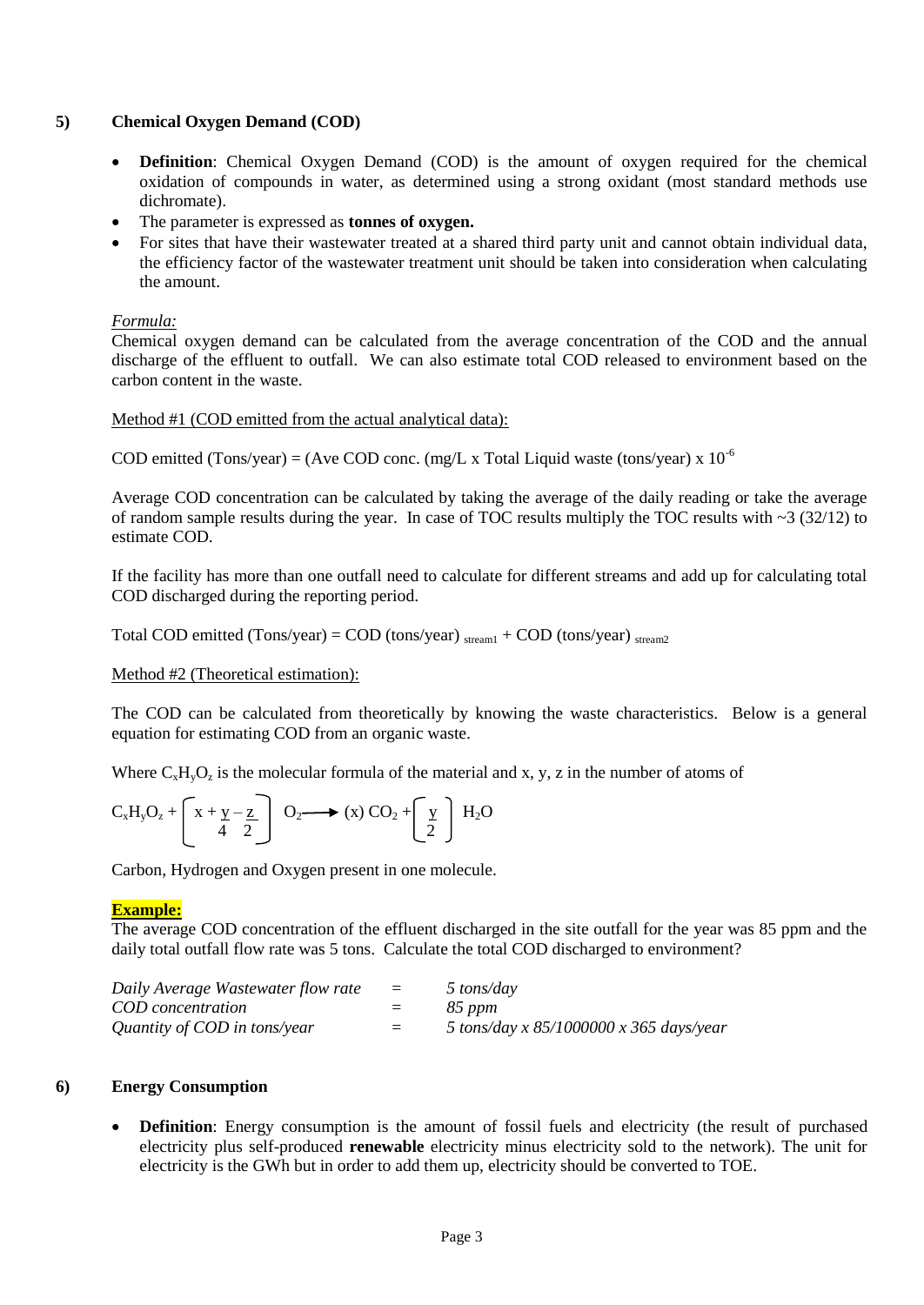## 5) Chemical Oxygen Demand (COD)

- **Definition**: Chemical Oxygen Demand (COD) is the amount of oxygen required for the chemical oxidation of compounds in water, as determined using a strong oxidant (most standard methods use dichromate).
- The parameter is expressed as **tonnes of oxygen.**
- For sites that have their wastewater treated at a shared third party unit and cannot obtain individual data, the efficiency factor of the wastewater treatment unit should be taken into consideration when calculating the amount.

*Formula:*

Chemical oxygen demand can be calculated from the average concentration of the COD and the annual discharge of the effluent to outfall. We can also estimate total COD released to environment based on the carbon content in the waste.

Method #1 (COD emitted from the actual analytical data):

COD emitted (Tons/year) = (Ave COD conc. (mg/L x Total Liquid waste (tons/year) x $10^{-6}$

Average COD concentration can be calculated by taking the average of the daily reading or take the average of random sample results during the year. In case of TOC results multiply the TOC results with ~3 (32/12) to estimate COD.

If the facility has more than one outfall need to calculate for different streams and add up for calculating total COD discharged during the reporting period.

Total COD emitted (Tons/year) = COD (tons/year) $_{\text{stream1}}$ + COD (tons/year) $_{\text{stream2}}$

Method #2 (Theoretical estimation):

The COD can be calculated from theoretically by knowing the waste characteristics. Below is a general equation for estimating COD from an organic waste.

Where $C_xH_yO_z$ is the molecular formula of the material and x, y, z in the number of atoms of

$$C_xH_yO_z + \left[ x + \frac{y}{4} - \frac{z}{2} \right] O_2 \longrightarrow (x)\, CO_2 + \left[ \frac{y}{2} \right] H_2O$$

Carbon, Hydrogen and Oxygen present in one molecule.

**Example:**

The average COD concentration of the effluent discharged in the site outfall for the year was 85 ppm and the daily total outfall flow rate was 5 tons. Calculate the total COD discharged to environment?

| | | |
|---|---|---|
| *Daily Average Wastewater flow rate* | = | *5 tons/day* |
| *COD concentration* | = | *85 ppm* |
| *Quantity of COD in tons/year* | = | *5 tons/day x 85/1000000 x 365 days/year* |

## 6) Energy Consumption

- **Definition**: Energy consumption is the amount of fossil fuels and electricity (the result of purchased electricity plus self-produced **renewable** electricity minus electricity sold to the network). The unit for electricity is the GWh but in order to add them up, electricity should be converted to TOE.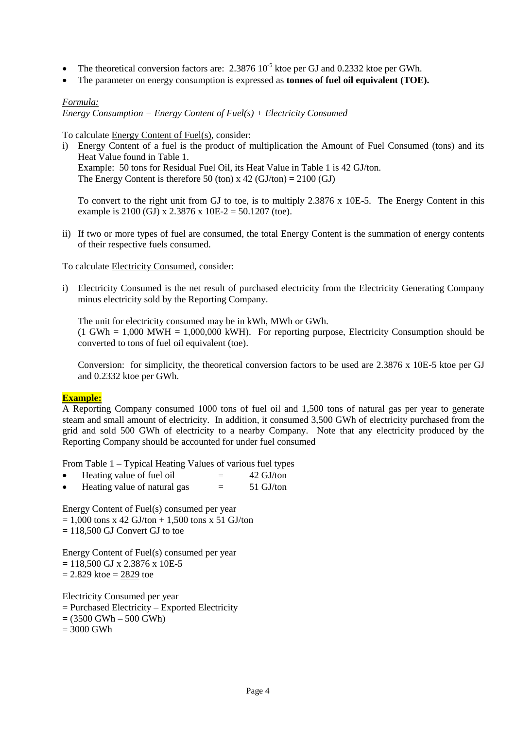- The theoretical conversion factors are: $2.3876\ 10^{-5}$ ktoe per GJ and 0.2332 ktoe per GWh.
- The parameter on energy consumption is expressed as **tonnes of fuel oil equivalent (TOE).**

<u>*Formula:*</u>

*Energy Consumption = Energy Content of Fuel(s) + Electricity Consumed*

To calculate <u>Energy Content of Fuel(s)</u>, consider:

i) Energy Content of a fuel is the product of multiplication the Amount of Fuel Consumed (tons) and its Heat Value found in Table 1.
   Example: 50 tons for Residual Fuel Oil, its Heat Value in Table 1 is 42 GJ/ton.
   The Energy Content is therefore 50 (ton) x 42 (GJ/ton) = 2100 (GJ)

   To convert to the right unit from GJ to toe, is to multiply 2.3876 x 10E-5. The Energy Content in this example is 2100 (GJ) x 2.3876 x 10E-2 = 50.1207 (toe).

ii) If two or more types of fuel are consumed, the total Energy Content is the summation of energy contents of their respective fuels consumed.

To calculate <u>Electricity Consumed</u>, consider:

i) Electricity Consumed is the net result of purchased electricity from the Electricity Generating Company minus electricity sold by the Reporting Company.

   The unit for electricity consumed may be in kWh, MWh or GWh.
   (1 GWh = 1,000 MWH = 1,000,000 kWH). For reporting purpose, Electricity Consumption should be converted to tons of fuel oil equivalent (toe).

   Conversion: for simplicity, the theoretical conversion factors to be used are 2.3876 x 10E-5 ktoe per GJ and 0.2332 ktoe per GWh.

<u>**Example:**</u>

A Reporting Company consumed 1000 tons of fuel oil and 1,500 tons of natural gas per year to generate steam and small amount of electricity. In addition, it consumed 3,500 GWh of electricity purchased from the grid and sold 500 GWh of electricity to a nearby Company. Note that any electricity produced by the Reporting Company should be accounted for under fuel consumed

From Table 1 – Typical Heating Values of various fuel types

- Heating value of fuel oil = 42 GJ/ton
- Heating value of natural gas = 51 GJ/ton

Energy Content of Fuel(s) consumed per year
= 1,000 tons x 42 GJ/ton + 1,500 tons x 51 GJ/ton
= 118,500 GJ Convert GJ to toe

Energy Content of Fuel(s) consumed per year
= 118,500 GJ x 2.3876 x 10E-5
= 2.829 ktoe = <u>2829</u> toe

Electricity Consumed per year
= Purchased Electricity – Exported Electricity
= (3500 GWh – 500 GWh)
= 3000 GWh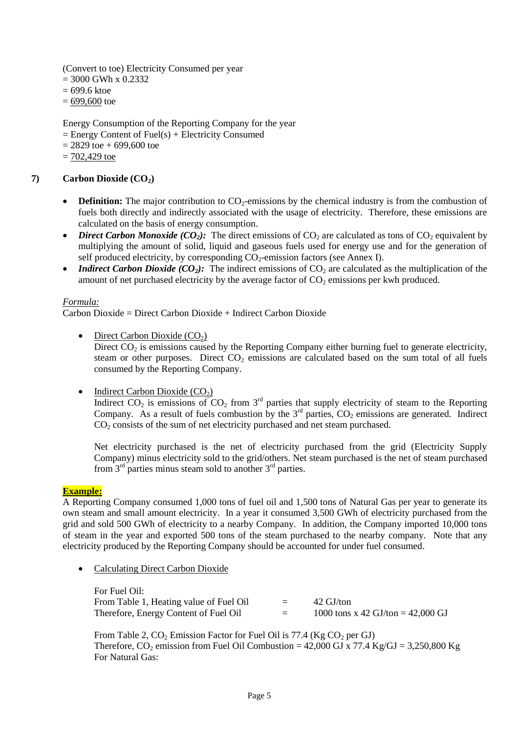(Convert to toe) Electricity Consumed per year
= 3000 GWh x 0.2332
= 699.6 ktoe
= 699,600 toe

Energy Consumption of the Reporting Company for the year
= Energy Content of Fuel(s) + Electricity Consumed
= 2829 toe + 699,600 toe
= 702,429 toe

## 7) Carbon Dioxide ($CO_2$)

- **Definition:** The major contribution to $CO_2$-emissions by the chemical industry is from the combustion of fuels both directly and indirectly associated with the usage of electricity. Therefore, these emissions are calculated on the basis of energy consumption.
- ***Direct Carbon Monoxide ($CO_2$):*** The direct emissions of $CO_2$ are calculated as tons of $CO_2$ equivalent by multiplying the amount of solid, liquid and gaseous fuels used for energy use and for the generation of self produced electricity, by corresponding $CO_2$-emission factors (see Annex I).
- ***Indirect Carbon Dioxide ($CO_2$):*** The indirect emissions of $CO_2$ are calculated as the multiplication of the amount of net purchased electricity by the average factor of $CO_2$ emissions per kwh produced.

*Formula:*
Carbon Dioxide = Direct Carbon Dioxide + Indirect Carbon Dioxide

- Direct Carbon Dioxide ($CO_2$)
  Direct $CO_2$ is emissions caused by the Reporting Company either burning fuel to generate electricity, steam or other purposes. Direct $CO_2$ emissions are calculated based on the sum total of all fuels consumed by the Reporting Company.

- Indirect Carbon Dioxide ($CO_2$)
  Indirect $CO_2$ is emissions of $CO_2$ from 3rd parties that supply electricity of steam to the Reporting Company. As a result of fuels combustion by the 3rd parties, $CO_2$ emissions are generated. Indirect $CO_2$ consists of the sum of net electricity purchased and net steam purchased.

  Net electricity purchased is the net of electricity purchased from the grid (Electricity Supply Company) minus electricity sold to the grid/others. Net steam purchased is the net of steam purchased from 3rd parties minus steam sold to another 3rd parties.

**Example:**
A Reporting Company consumed 1,000 tons of fuel oil and 1,500 tons of Natural Gas per year to generate its own steam and small amount electricity. In a year it consumed 3,500 GWh of electricity purchased from the grid and sold 500 GWh of electricity to a nearby Company. In addition, the Company imported 10,000 tons of steam in the year and exported 500 tons of the steam purchased to the nearby company. Note that any electricity produced by the Reporting Company should be accounted for under fuel consumed.

- Calculating Direct Carbon Dioxide

  For Fuel Oil:
  From Table 1, Heating value of Fuel Oil = 42 GJ/ton
  Therefore, Energy Content of Fuel Oil = 1000 tons x 42 GJ/ton = 42,000 GJ

  From Table 2, $CO_2$ Emission Factor for Fuel Oil is 77.4 (Kg $CO_2$ per GJ)
  Therefore, $CO_2$ emission from Fuel Oil Combustion = 42,000 GJ x 77.4 Kg/GJ = 3,250,800 Kg
  For Natural Gas: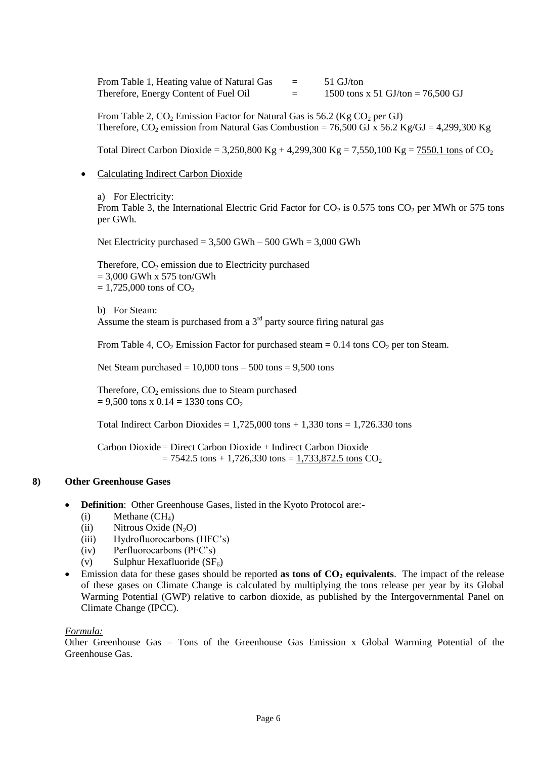From Table 1, Heating value of Natural Gas = 51 GJ/ton
Therefore, Energy Content of Fuel Oil = 1500 tons x 51 GJ/ton = 76,500 GJ

From Table 2, $CO_2$ Emission Factor for Natural Gas is 56.2 (Kg $CO_2$ per GJ)
Therefore, $CO_2$ emission from Natural Gas Combustion = 76,500 GJ x 56.2 Kg/GJ = 4,299,300 Kg

Total Direct Carbon Dioxide = 3,250,800 Kg + 4,299,300 Kg = 7,550,100 Kg = <u>7550.1 tons</u> of $CO_2$

- <u>Calculating Indirect Carbon Dioxide</u>

a) For Electricity:
From Table 3, the International Electric Grid Factor for $CO_2$ is 0.575 tons $CO_2$ per MWh or 575 tons per GWh.

Net Electricity purchased = 3,500 GWh – 500 GWh = 3,000 GWh

Therefore, $CO_2$ emission due to Electricity purchased
= 3,000 GWh x 575 ton/GWh
= 1,725,000 tons of $CO_2$

b) For Steam:
Assume the steam is purchased from a 3rd party source firing natural gas

From Table 4, $CO_2$ Emission Factor for purchased steam = 0.14 tons $CO_2$ per ton Steam.

Net Steam purchased = 10,000 tons – 500 tons = 9,500 tons

Therefore, $CO_2$ emissions due to Steam purchased
= 9,500 tons x 0.14 = <u>1330 tons</u> $CO_2$

Total Indirect Carbon Dioxides = 1,725,000 tons + 1,330 tons = 1,726.330 tons

Carbon Dioxide = Direct Carbon Dioxide + Indirect Carbon Dioxide
= 7542.5 tons + 1,726,330 tons = <u>1,733,872.5 tons</u> $CO_2$

## 8) Other Greenhouse Gases

- **Definition**: Other Greenhouse Gases, listed in the Kyoto Protocol are:-
  - (i) Methane ($CH_4$)
  - (ii) Nitrous Oxide ($N_2O$)
  - (iii) Hydrofluorocarbons (HFC's)
  - (iv) Perfluorocarbons (PFC's)
  - (v) Sulphur Hexafluoride ($SF_6$)
- Emission data for these gases should be reported **as tons of $CO_2$ equivalents**. The impact of the release of these gases on Climate Change is calculated by multiplying the tons release per year by its Global Warming Potential (GWP) relative to carbon dioxide, as published by the Intergovernmental Panel on Climate Change (IPCC).

*<u>Formula:</u>*
Other Greenhouse Gas = Tons of the Greenhouse Gas Emission x Global Warming Potential of the Greenhouse Gas.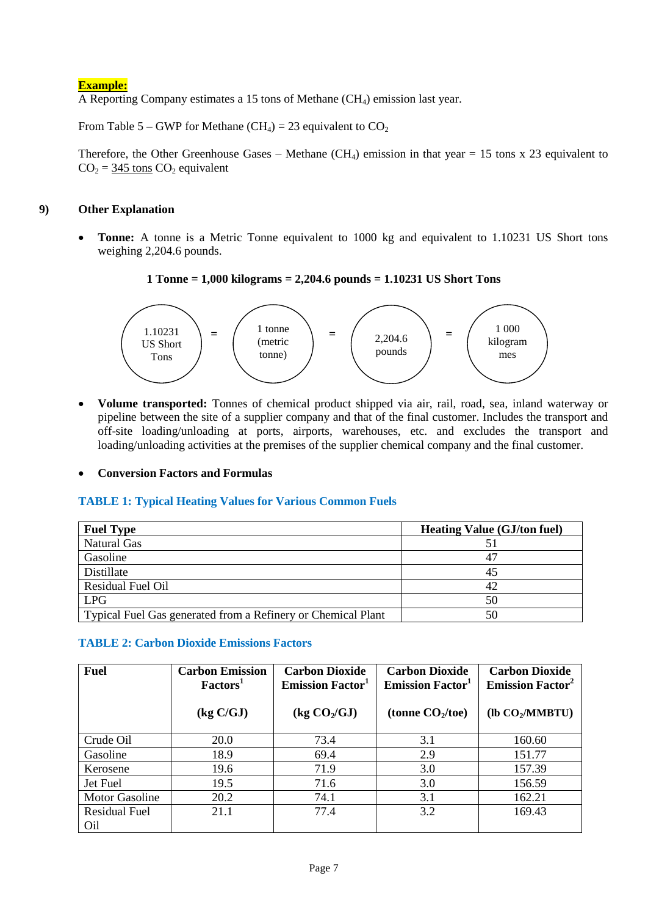**Example:**

A Reporting Company estimates a 15 tons of Methane ($CH_4$) emission last year.

From Table 5 – GWP for Methane ($CH_4$) = 23 equivalent to $CO_2$

Therefore, the Other Greenhouse Gases – Methane ($CH_4$) emission in that year = 15 tons x 23 equivalent to $CO_2$ = 345 tons $CO_2$ equivalent

## 9) Other Explanation

- **Tonne:** A tonne is a Metric Tonne equivalent to 1000 kg and equivalent to 1.10231 US Short tons weighing 2,204.6 pounds.

**1 Tonne = 1,000 kilograms = 2,204.6 pounds = 1.10231 US Short Tons**

1.10231 US Short Tons = 1 tonne (metric tonne) = 2,204.6 pounds = 1 000 kilogrammes

- **Volume transported:** Tonnes of chemical product shipped via air, rail, road, sea, inland waterway or pipeline between the site of a supplier company and that of the final customer. Includes the transport and off-site loading/unloading at ports, airports, warehouses, etc. and excludes the transport and loading/unloading activities at the premises of the supplier chemical company and the final customer.

- **Conversion Factors and Formulas**

### TABLE 1: Typical Heating Values for Various Common Fuels

| Fuel Type | Heating Value (GJ/ton fuel) |
|---|---|
| Natural Gas | 51 |
| Gasoline | 47 |
| Distillate | 45 |
| Residual Fuel Oil | 42 |
| LPG | 50 |
| Typical Fuel Gas generated from a Refinery or Chemical Plant | 50 |

### TABLE 2: Carbon Dioxide Emissions Factors

| Fuel | Carbon Emission Factors[1] (kg C/GJ) | Carbon Dioxide Emission Factor[1] (kg $CO_2$/GJ) | Carbon Dioxide Emission Factor[1] (tonne $CO_2$/toe) | Carbon Dioxide Emission Factor[2] (lb $CO_2$/MMBTU) |
|---|---|---|---|---|
| Crude Oil | 20.0 | 73.4 | 3.1 | 160.60 |
| Gasoline | 18.9 | 69.4 | 2.9 | 151.77 |
| Kerosene | 19.6 | 71.9 | 3.0 | 157.39 |
| Jet Fuel | 19.5 | 71.6 | 3.0 | 156.59 |
| Motor Gasoline | 20.2 | 74.1 | 3.1 | 162.21 |
| Residual Fuel Oil | 21.1 | 77.4 | 3.2 | 169.43 |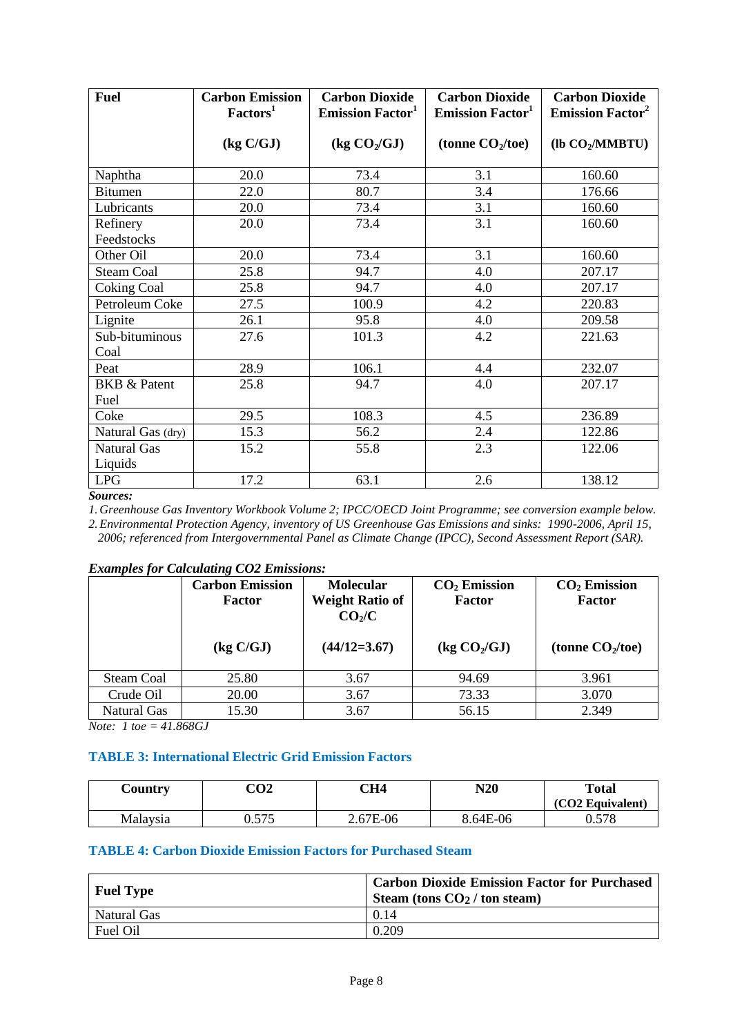| Fuel | Carbon Emission Factors[1] (kg C/GJ) | Carbon Dioxide Emission Factor[1] (kg $CO_2$/GJ) | Carbon Dioxide Emission Factor[1] (tonne $CO_2$/toe) | Carbon Dioxide Emission Factor[2] (lb $CO_2$/MMBTU) |
|---|---|---|---|---|
| Naphtha | 20.0 | 73.4 | 3.1 | 160.60 |
| Bitumen | 22.0 | 80.7 | 3.4 | 176.66 |
| Lubricants | 20.0 | 73.4 | 3.1 | 160.60 |
| Refinery Feedstocks | 20.0 | 73.4 | 3.1 | 160.60 |
| Other Oil | 20.0 | 73.4 | 3.1 | 160.60 |
| Steam Coal | 25.8 | 94.7 | 4.0 | 207.17 |
| Coking Coal | 25.8 | 94.7 | 4.0 | 207.17 |
| Petroleum Coke | 27.5 | 100.9 | 4.2 | 220.83 |
| Lignite | 26.1 | 95.8 | 4.0 | 209.58 |
| Sub-bituminous Coal | 27.6 | 101.3 | 4.2 | 221.63 |
| Peat | 28.9 | 106.1 | 4.4 | 232.07 |
| BKB & Patent Fuel | 25.8 | 94.7 | 4.0 | 207.17 |
| Coke | 29.5 | 108.3 | 4.5 | 236.89 |
| Natural Gas (dry) | 15.3 | 56.2 | 2.4 | 122.86 |
| Natural Gas Liquids | 15.2 | 55.8 | 2.3 | 122.06 |
| LPG | 17.2 | 63.1 | 2.6 | 138.12 |

***Sources:***

1. *Greenhouse Gas Inventory Workbook Volume 2; IPCC/OECD Joint Programme; see conversion example below.*
2. *Environmental Protection Agency, inventory of US Greenhouse Gas Emissions and sinks: 1990-2006, April 15, 2006; referenced from Intergovernmental Panel as Climate Change (IPCC), Second Assessment Report (SAR).*

***Examples for Calculating CO2 Emissions:***

| | Carbon Emission Factor (kg C/GJ) | Molecular Weight Ratio of $CO_2$/C (44/12=3.67) | $CO_2$ Emission Factor (kg $CO_2$/GJ) | $CO_2$ Emission Factor (tonne $CO_2$/toe) |
|---|---|---|---|---|
| Steam Coal | 25.80 | 3.67 | 94.69 | 3.961 |
| Crude Oil | 20.00 | 3.67 | 73.33 | 3.070 |
| Natural Gas | 15.30 | 3.67 | 56.15 | 2.349 |

*Note: 1 toe = 41.868GJ*

### TABLE 3: International Electric Grid Emission Factors

| Country | CO2 | CH4 | N20 | Total (CO2 Equivalent) |
|---|---|---|---|---|
| Malaysia | 0.575 | 2.67E-06 | 8.64E-06 | 0.578 |

### TABLE 4: Carbon Dioxide Emission Factors for Purchased Steam

| Fuel Type | Carbon Dioxide Emission Factor for Purchased Steam (tons $CO_2$ / ton steam) |
|---|---|
| Natural Gas | 0.14 |
| Fuel Oil | 0.209 |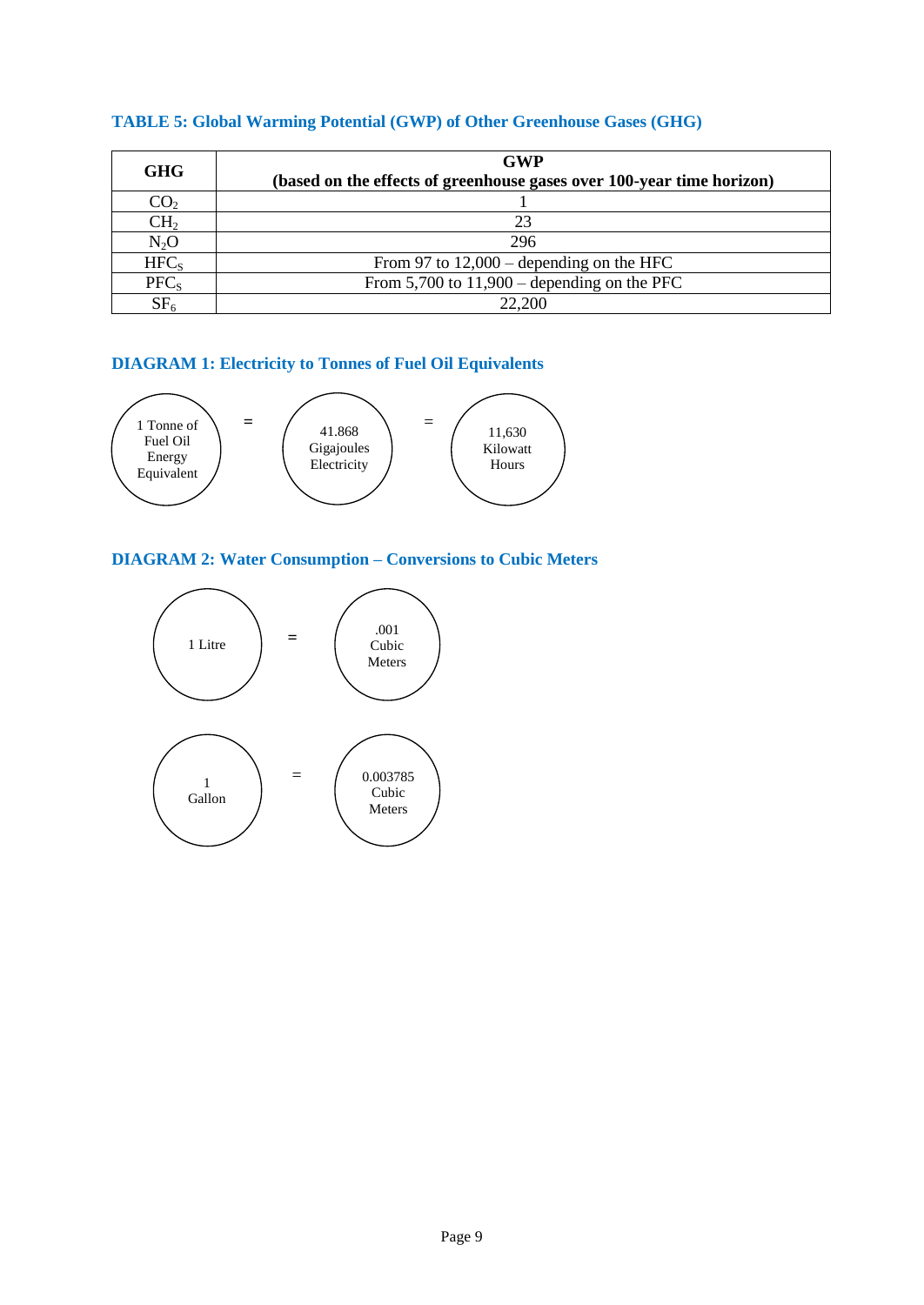**TABLE 5: Global Warming Potential (GWP) of Other Greenhouse Gases (GHG)**

| GHG | GWP (based on the effects of greenhouse gases over 100-year time horizon) |
|---|---|
| $CO_2$ | 1 |
| $CH_2$ | 23 |
| $N_2O$ | 296 |
| $HFC_S$ | From 97 to 12,000 – depending on the HFC |
| $PFC_S$ | From 5,700 to 11,900 – depending on the PFC |
| $SF_6$ | 22,200 |

**DIAGRAM 1: Electricity to Tonnes of Fuel Oil Equivalents**

1 Tonne of Fuel Oil Energy Equivalent = 41.868 Gigajoules Electricity = 11,630 Kilowatt Hours

**DIAGRAM 2: Water Consumption – Conversions to Cubic Meters**

1 Litre = .001 Cubic Meters

1 Gallon = 0.003785 Cubic Meters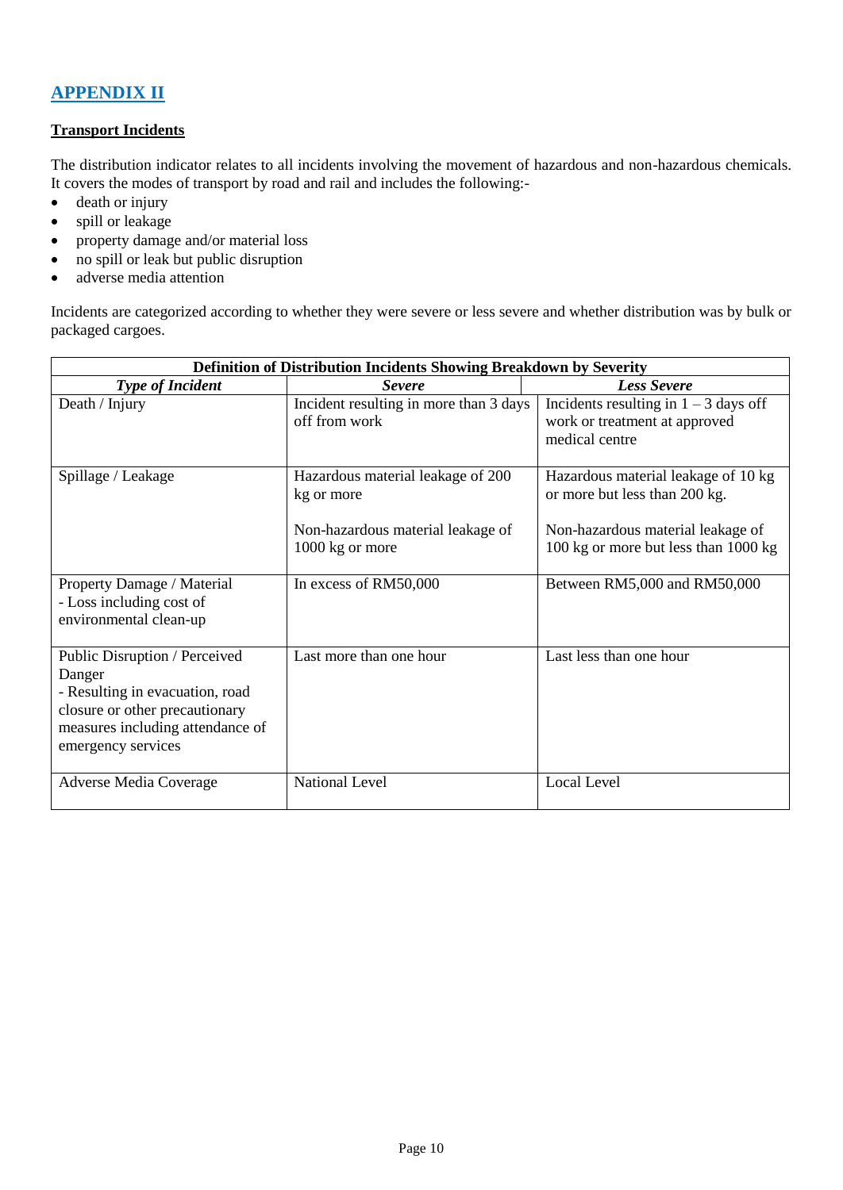## APPENDIX II

**Transport Incidents**

The distribution indicator relates to all incidents involving the movement of hazardous and non-hazardous chemicals. It covers the modes of transport by road and rail and includes the following:-

- death or injury
- spill or leakage
- property damage and/or material loss
- no spill or leak but public disruption
- adverse media attention

Incidents are categorized according to whether they were severe or less severe and whether distribution was by bulk or packaged cargoes.

| **Definition of Distribution Incidents Showing Breakdown by Severity** | | |
|---|---|---|
| ***Type of Incident*** | ***Severe*** | ***Less Severe*** |
| Death / Injury | Incident resulting in more than 3 days off from work | Incidents resulting in 1 – 3 days off work or treatment at approved medical centre |
| Spillage / Leakage | Hazardous material leakage of 200 kg or more<br><br>Non-hazardous material leakage of 1000 kg or more | Hazardous material leakage of 10 kg or more but less than 200 kg.<br><br>Non-hazardous material leakage of 100 kg or more but less than 1000 kg |
| Property Damage / Material - Loss including cost of environmental clean-up | In excess of RM50,000 | Between RM5,000 and RM50,000 |
| Public Disruption / Perceived Danger - Resulting in evacuation, road closure or other precautionary measures including attendance of emergency services | Last more than one hour | Last less than one hour |
| Adverse Media Coverage | National Level | Local Level |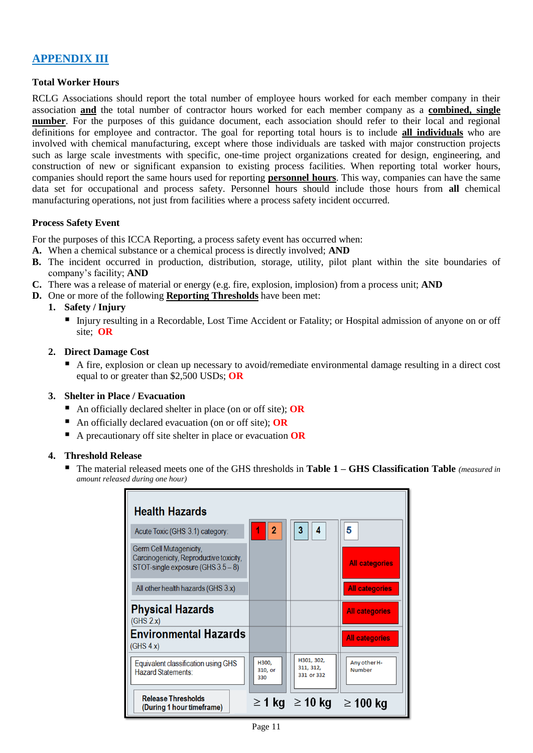## APPENDIX III

**Total Worker Hours**

RCLG Associations should report the total number of employee hours worked for each member company in their association **and** the total number of contractor hours worked for each member company as a **combined, single number**. For the purposes of this guidance document, each association should refer to their local and regional definitions for employee and contractor. The goal for reporting total hours is to include **all individuals** who are involved with chemical manufacturing, except where those individuals are tasked with major construction projects such as large scale investments with specific, one-time project organizations created for design, engineering, and construction of new or significant expansion to existing process facilities. When reporting total worker hours, companies should report the same hours used for reporting **personnel hours**. This way, companies can have the same data set for occupational and process safety. Personnel hours should include those hours from **all** chemical manufacturing operations, not just from facilities where a process safety incident occurred.

**Process Safety Event**

For the purposes of this ICCA Reporting, a process safety event has occurred when:

**A.** When a chemical substance or a chemical process is directly involved; **AND**

**B.** The incident occurred in production, distribution, storage, utility, pilot plant within the site boundaries of company's facility; **AND**

**C.** There was a release of material or energy (e.g. fire, explosion, implosion) from a process unit; **AND**

**D.** One or more of the following **Reporting Thresholds** have been met:

1. **Safety / Injury**
   - Injury resulting in a Recordable, Lost Time Accident or Fatality; or Hospital admission of anyone on or off site; **OR**

2. **Direct Damage Cost**
   - A fire, explosion or clean up necessary to avoid/remediate environmental damage resulting in a direct cost equal to or greater than $2,500 USDs; **OR**

3. **Shelter in Place / Evacuation**
   - An officially declared shelter in place (on or off site); **OR**
   - An officially declared evacuation (on or off site); **OR**
   - A precautionary off site shelter in place or evacuation **OR**

4. **Threshold Release**
   - The material released meets one of the GHS thresholds in **Table 1 – GHS Classification Table** *(measured in amount released during one hour)*

| Health Hazards | | | |
|---|---|---|---|
| Acute Toxic (GHS 3.1) category: | 1, 2 | 3, 4 | 5 |
| Germ Cell Mutagenicity, Carcinogenicity, Reproductive toxicity, STOT-single exposure (GHS 3.5 – 8) | | | All categories |
| All other health hazards (GHS 3.x) | | | All categories |
| **Physical Hazards** (GHS 2.x) | | | All categories |
| **Environmental Hazards** (GHS 4.x) | | | All categories |
| Equivalent classification using GHS Hazard Statements: | H300, 310, or 330 | H301, 302, 311, 312, 331 or 332 | Any other H-Number |
| **Release Thresholds (During 1 hour timeframe)** | ≥ 1 kg | ≥ 10 kg | ≥ 100 kg |